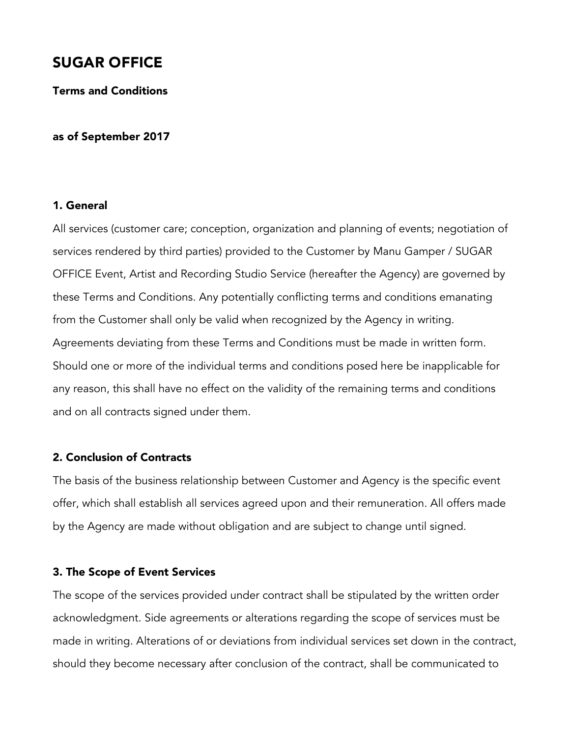# SUGAR OFFICE

**Terms and Conditions**

**as of September 2017**

## 1. General

All services (customer care; conception, organization and planning of events; negotiation of services rendered by third parties) provided to the Customer by Manu Gamper / SUGAR OFFICE Event, Artist and Recording Studio Service (hereafter the Agency) are governed by these Terms and Conditions. Any potentially conflicting terms and conditions emanating from the Customer shall only be valid when recognized by the Agency in writing. Agreements deviating from these Terms and Conditions must be made in written form. Should one or more of the individual terms and conditions posed here be inapplicable for any reason, this shall have no effect on the validity of the remaining terms and conditions and on all contracts signed under them.

## 2. Conclusion of Contracts

The basis of the business relationship between Customer and Agency is the specific event offer, which shall establish all services agreed upon and their remuneration. All offers made by the Agency are made without obligation and are subject to change until signed.

## 3. The Scope of Event Services

The scope of the services provided under contract shall be stipulated by the written order acknowledgment. Side agreements or alterations regarding the scope of services must be made in writing. Alterations of or deviations from individual services set down in the contract, should they become necessary after conclusion of the contract, shall be communicated to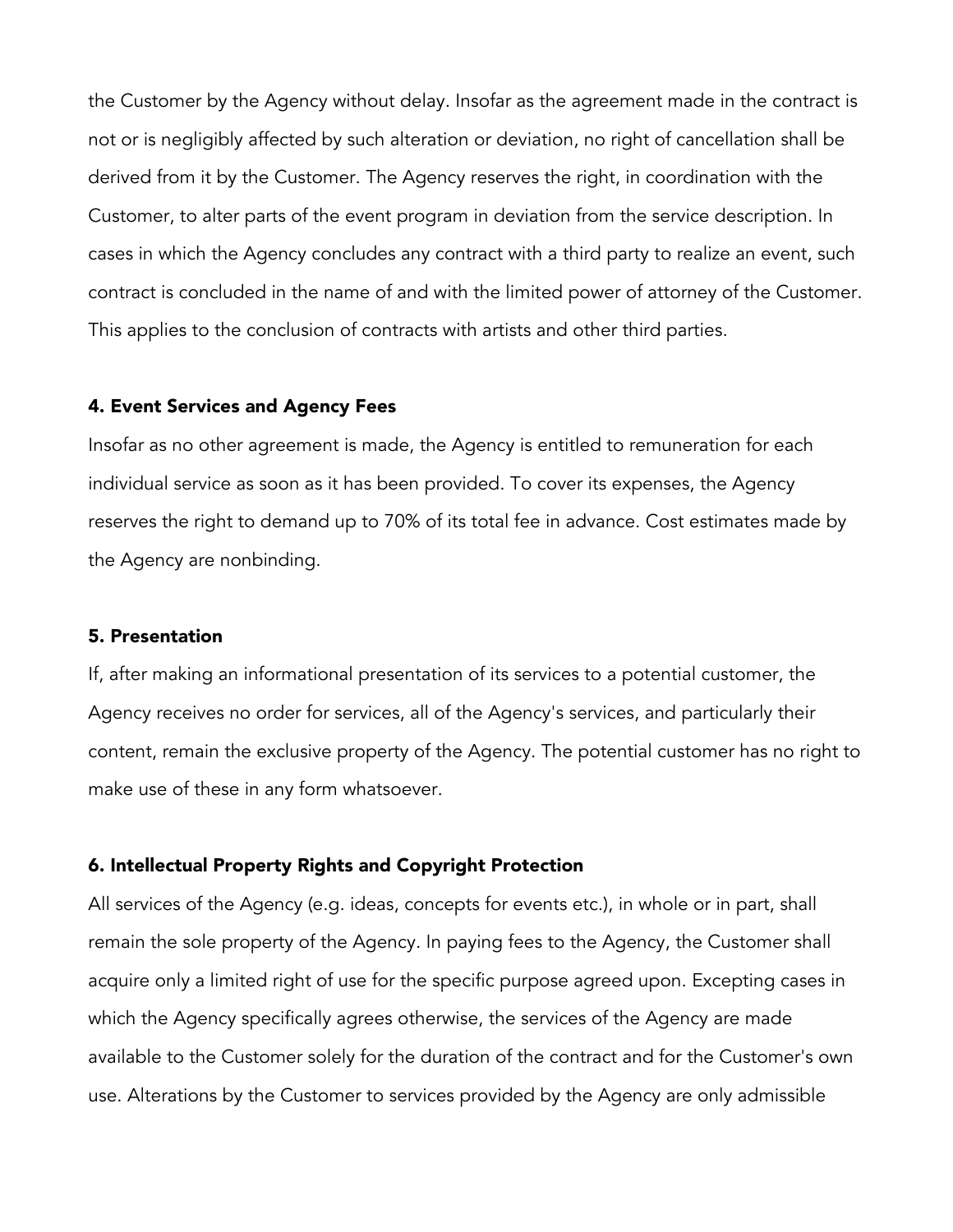the Customer by the Agency without delay. Insofar as the agreement made in the contract is not or is negligibly affected by such alteration or deviation, no right of cancellation shall be derived from it by the Customer. The Agency reserves the right, in coordination with the Customer, to alter parts of the event program in deviation from the service description. In cases in which the Agency concludes any contract with a third party to realize an event, such contract is concluded in the name of and with the limited power of attorney of the Customer. This applies to the conclusion of contracts with artists and other third parties.

### 4. Event Services and Agency Fees

Insofar as no other agreement is made, the Agency is entitled to remuneration for each individual service as soon as it has been provided. To cover its expenses, the Agency reserves the right to demand up to 70% of its total fee in advance. Cost estimates made by the Agency are nonbinding.

### 5. Presentation

If, after making an informational presentation of its services to a potential customer, the Agency receives no order for services, all of the Agency's services, and particularly their content, remain the exclusive property of the Agency. The potential customer has no right to make use of these in any form whatsoever.

### 6. Intellectual Property Rights and Copyright Protection

All services of the Agency (e.g. ideas, concepts for events etc.), in whole or in part, shall remain the sole property of the Agency. In paying fees to the Agency, the Customer shall acquire only a limited right of use for the specific purpose agreed upon. Excepting cases in which the Agency specifically agrees otherwise, the services of the Agency are made available to the Customer solely for the duration of the contract and for the Customer's own use. Alterations by the Customer to services provided by the Agency are only admissible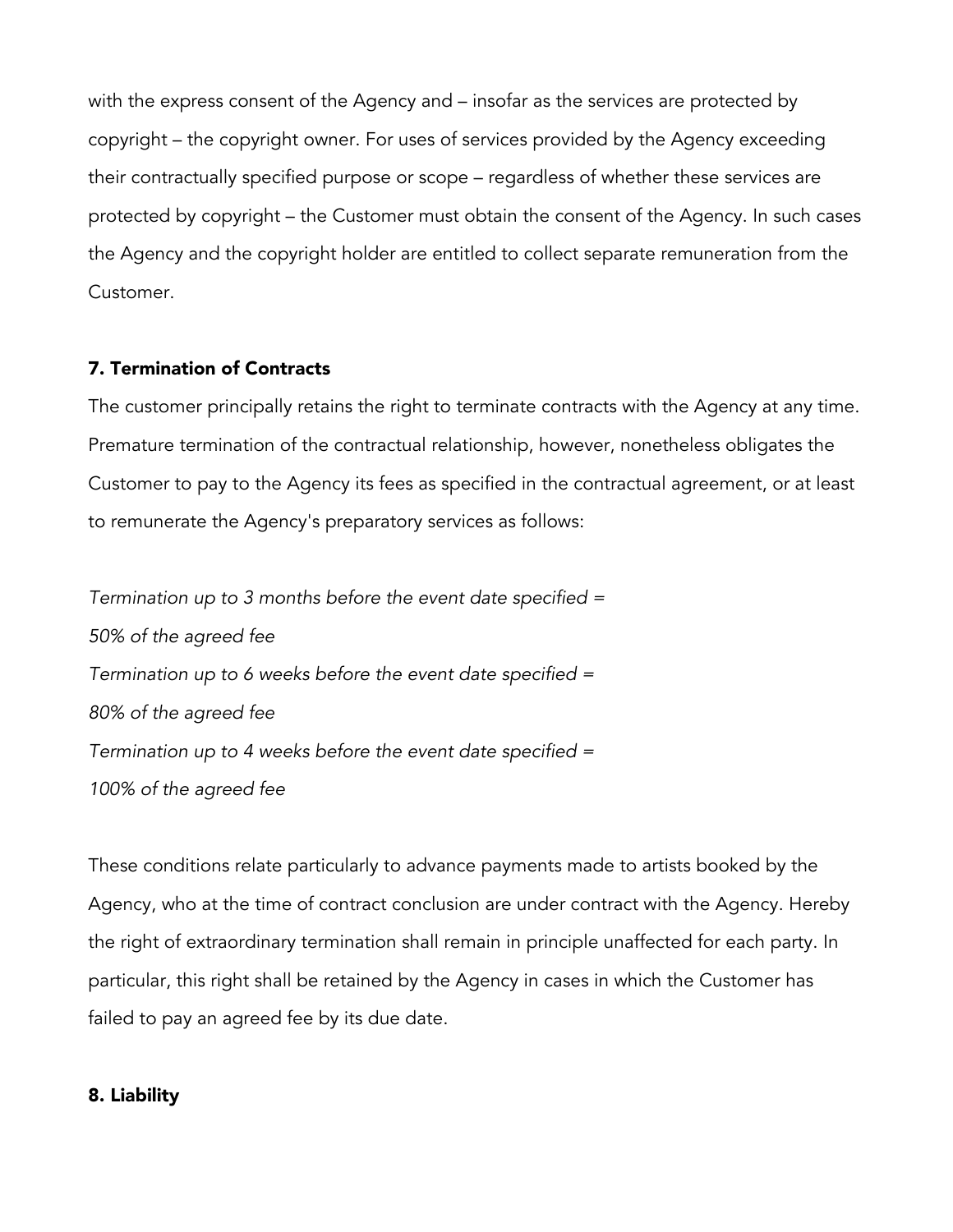with the express consent of the Agency and – insofar as the services are protected by copyright – the copyright owner. For uses of services provided by the Agency exceeding their contractually specified purpose or scope – regardless of whether these services are protected by copyright – the Customer must obtain the consent of the Agency. In such cases the Agency and the copyright holder are entitled to collect separate remuneration from the Customer.

## 7. Termination of Contracts

The customer principally retains the right to terminate contracts with the Agency at any time. Premature termination of the contractual relationship, however, nonetheless obligates the Customer to pay to the Agency its fees as specified in the contractual agreement, or at least to remunerate the Agency's preparatory services as follows:

*Termination up to 3 months before the event date specified =*
*50% of the agreed fee*
*Termination up to 6 weeks before the event date specified =*
*80% of the agreed fee*
*Termination up to 4 weeks before the event date specified =*
*100% of the agreed fee*

These conditions relate particularly to advance payments made to artists booked by the Agency, who at the time of contract conclusion are under contract with the Agency. Hereby the right of extraordinary termination shall remain in principle unaffected for each party. In particular, this right shall be retained by the Agency in cases in which the Customer has failed to pay an agreed fee by its due date.

## 8. Liability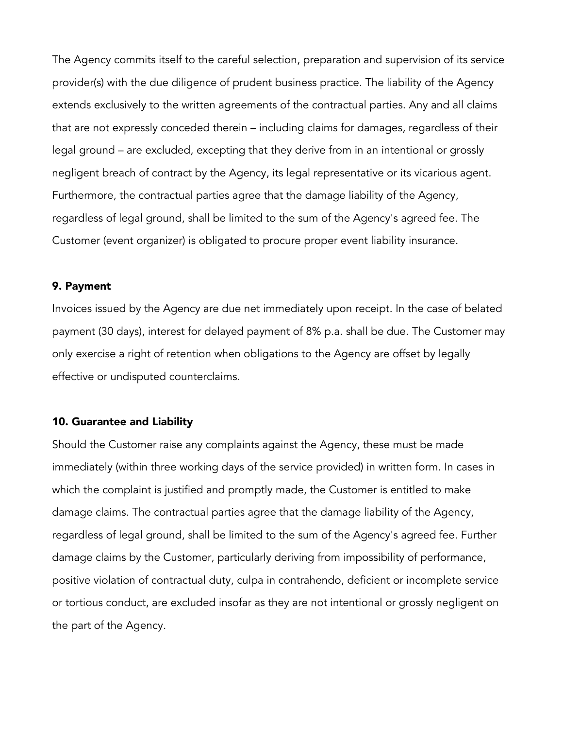The Agency commits itself to the careful selection, preparation and supervision of its service provider(s) with the due diligence of prudent business practice. The liability of the Agency extends exclusively to the written agreements of the contractual parties. Any and all claims that are not expressly conceded therein – including claims for damages, regardless of their legal ground – are excluded, excepting that they derive from in an intentional or grossly negligent breach of contract by the Agency, its legal representative or its vicarious agent. Furthermore, the contractual parties agree that the damage liability of the Agency, regardless of legal ground, shall be limited to the sum of the Agency's agreed fee. The Customer (event organizer) is obligated to procure proper event liability insurance.

## 9. Payment

Invoices issued by the Agency are due net immediately upon receipt. In the case of belated payment (30 days), interest for delayed payment of 8% p.a. shall be due. The Customer may only exercise a right of retention when obligations to the Agency are offset by legally effective or undisputed counterclaims.

## 10. Guarantee and Liability

Should the Customer raise any complaints against the Agency, these must be made immediately (within three working days of the service provided) in written form. In cases in which the complaint is justified and promptly made, the Customer is entitled to make damage claims. The contractual parties agree that the damage liability of the Agency, regardless of legal ground, shall be limited to the sum of the Agency's agreed fee. Further damage claims by the Customer, particularly deriving from impossibility of performance, positive violation of contractual duty, culpa in contrahendo, deficient or incomplete service or tortious conduct, are excluded insofar as they are not intentional or grossly negligent on the part of the Agency.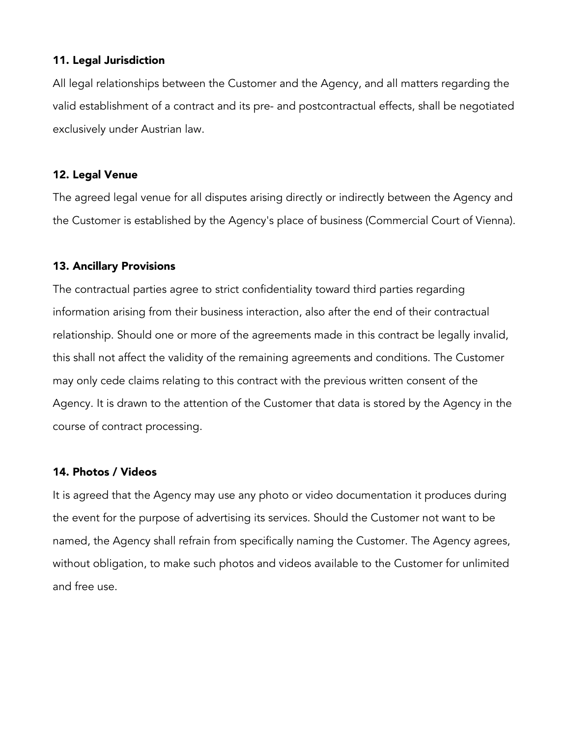### 11. Legal Jurisdiction

All legal relationships between the Customer and the Agency, and all matters regarding the valid establishment of a contract and its pre- and postcontractual effects, shall be negotiated exclusively under Austrian law.

### 12. Legal Venue

The agreed legal venue for all disputes arising directly or indirectly between the Agency and the Customer is established by the Agency's place of business (Commercial Court of Vienna).

### 13. Ancillary Provisions

The contractual parties agree to strict confidentiality toward third parties regarding information arising from their business interaction, also after the end of their contractual relationship. Should one or more of the agreements made in this contract be legally invalid, this shall not affect the validity of the remaining agreements and conditions. The Customer may only cede claims relating to this contract with the previous written consent of the Agency. It is drawn to the attention of the Customer that data is stored by the Agency in the course of contract processing.

### 14. Photos / Videos

It is agreed that the Agency may use any photo or video documentation it produces during the event for the purpose of advertising its services. Should the Customer not want to be named, the Agency shall refrain from specifically naming the Customer. The Agency agrees, without obligation, to make such photos and videos available to the Customer for unlimited and free use.